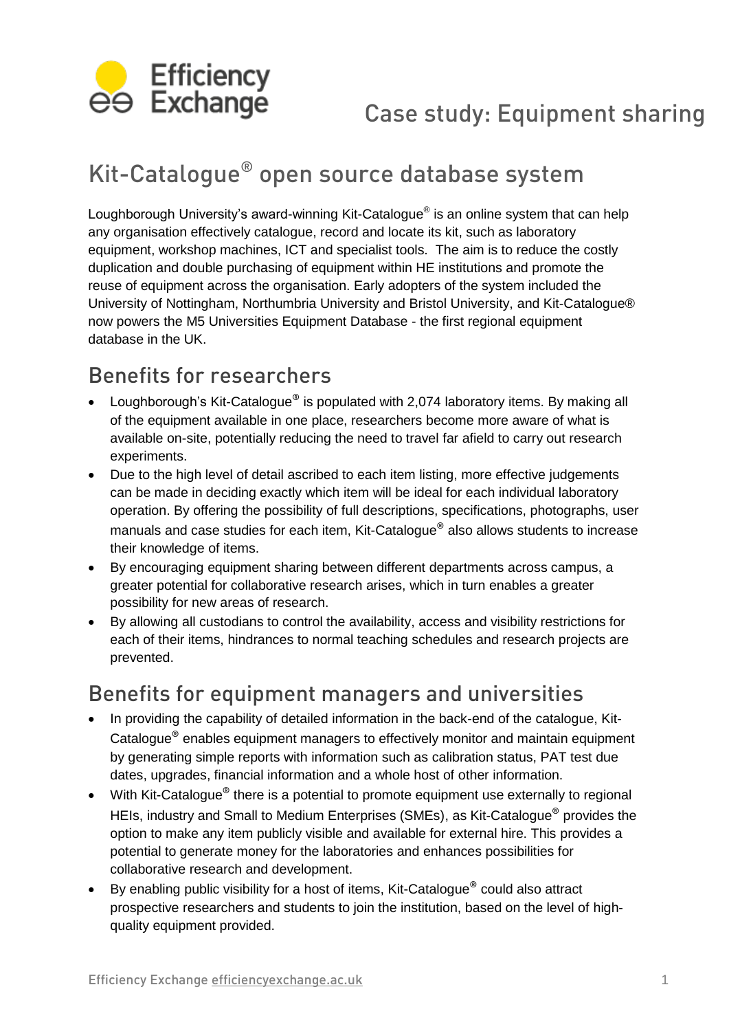Efficiency Exchange

# Case study: Equipment sharing

## Kit-Catalogue® open source database system

Loughborough University's award-winning Kit-Catalogue® is an online system that can help any organisation effectively catalogue, record and locate its kit, such as laboratory equipment, workshop machines, ICT and specialist tools. The aim is to reduce the costly duplication and double purchasing of equipment within HE institutions and promote the reuse of equipment across the organisation. Early adopters of the system included the University of Nottingham, Northumbria University and Bristol University, and Kit-Catalogue® now powers the M5 Universities Equipment Database - the first regional equipment database in the UK.

## Benefits for researchers

- Loughborough's Kit-Catalogue® is populated with 2,074 laboratory items. By making all of the equipment available in one place, researchers become more aware of what is available on-site, potentially reducing the need to travel far afield to carry out research experiments.
- Due to the high level of detail ascribed to each item listing, more effective judgements can be made in deciding exactly which item will be ideal for each individual laboratory operation. By offering the possibility of full descriptions, specifications, photographs, user manuals and case studies for each item, Kit-Catalogue® also allows students to increase their knowledge of items.
- By encouraging equipment sharing between different departments across campus, a greater potential for collaborative research arises, which in turn enables a greater possibility for new areas of research.
- By allowing all custodians to control the availability, access and visibility restrictions for each of their items, hindrances to normal teaching schedules and research projects are prevented.

## Benefits for equipment managers and universities

- In providing the capability of detailed information in the back-end of the catalogue, Kit-Catalogue® enables equipment managers to effectively monitor and maintain equipment by generating simple reports with information such as calibration status, PAT test due dates, upgrades, financial information and a whole host of other information.
- With Kit-Catalogue® there is a potential to promote equipment use externally to regional HEIs, industry and Small to Medium Enterprises (SMEs), as Kit-Catalogue® provides the option to make any item publicly visible and available for external hire. This provides a potential to generate money for the laboratories and enhances possibilities for collaborative research and development.
- By enabling public visibility for a host of items, Kit-Catalogue® could also attract prospective researchers and students to join the institution, based on the level of high-quality equipment provided.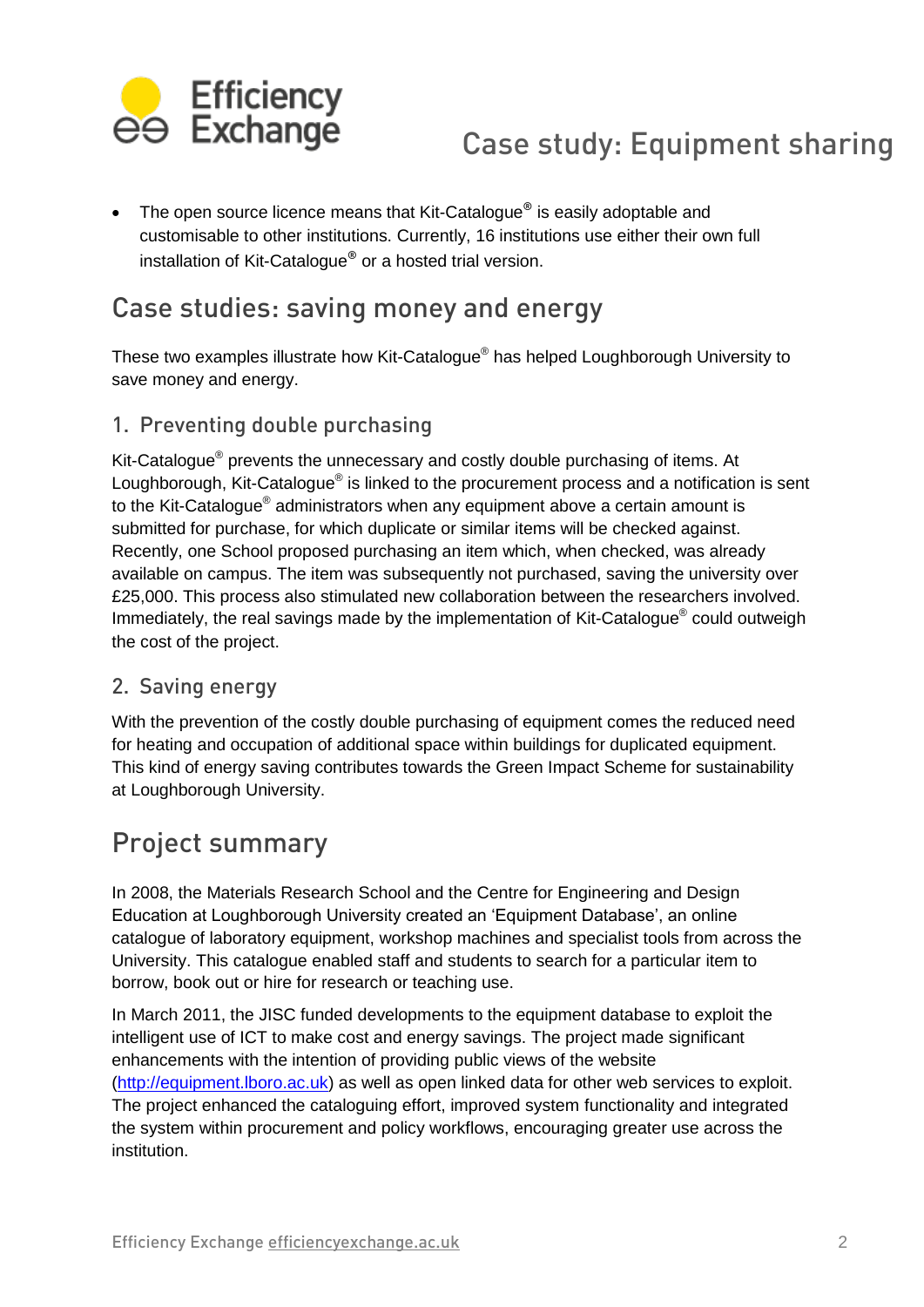- The open source licence means that Kit-Catalogue® is easily adoptable and customisable to other institutions. Currently, 16 institutions use either their own full installation of Kit-Catalogue® or a hosted trial version.

## Case studies: saving money and energy

These two examples illustrate how Kit-Catalogue® has helped Loughborough University to save money and energy.

### 1. Preventing double purchasing

Kit-Catalogue® prevents the unnecessary and costly double purchasing of items. At Loughborough, Kit-Catalogue® is linked to the procurement process and a notification is sent to the Kit-Catalogue® administrators when any equipment above a certain amount is submitted for purchase, for which duplicate or similar items will be checked against. Recently, one School proposed purchasing an item which, when checked, was already available on campus. The item was subsequently not purchased, saving the university over £25,000. This process also stimulated new collaboration between the researchers involved. Immediately, the real savings made by the implementation of Kit-Catalogue® could outweigh the cost of the project.

### 2. Saving energy

With the prevention of the costly double purchasing of equipment comes the reduced need for heating and occupation of additional space within buildings for duplicated equipment. This kind of energy saving contributes towards the Green Impact Scheme for sustainability at Loughborough University.

## Project summary

In 2008, the Materials Research School and the Centre for Engineering and Design Education at Loughborough University created an 'Equipment Database', an online catalogue of laboratory equipment, workshop machines and specialist tools from across the University. This catalogue enabled staff and students to search for a particular item to borrow, book out or hire for research or teaching use.

In March 2011, the JISC funded developments to the equipment database to exploit the intelligent use of ICT to make cost and energy savings. The project made significant enhancements with the intention of providing public views of the website (http://equipment.lboro.ac.uk) as well as open linked data for other web services to exploit. The project enhanced the cataloguing effort, improved system functionality and integrated the system within procurement and policy workflows, encouraging greater use across the institution.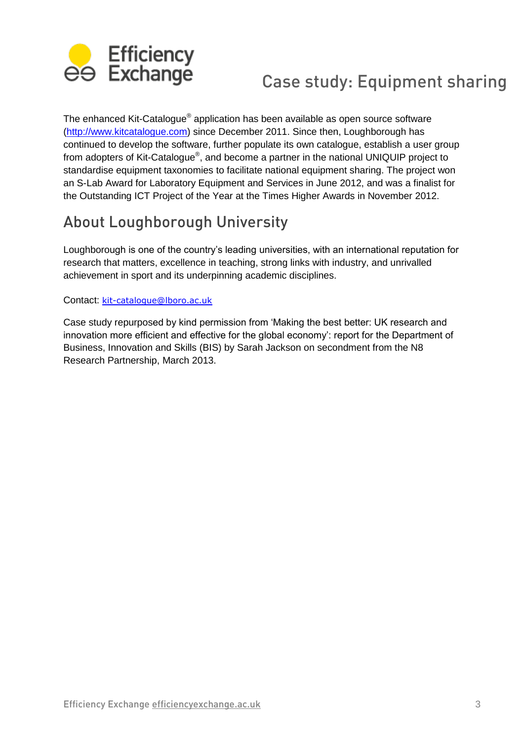The enhanced Kit-Catalogue® application has been available as open source software (http://www.kitcatalogue.com) since December 2011. Since then, Loughborough has continued to develop the software, further populate its own catalogue, establish a user group from adopters of Kit-Catalogue®, and become a partner in the national UNIQUIP project to standardise equipment taxonomies to facilitate national equipment sharing. The project won an S-Lab Award for Laboratory Equipment and Services in June 2012, and was a finalist for the Outstanding ICT Project of the Year at the Times Higher Awards in November 2012.

## About Loughborough University

Loughborough is one of the country's leading universities, with an international reputation for research that matters, excellence in teaching, strong links with industry, and unrivalled achievement in sport and its underpinning academic disciplines.

Contact: kit-catalogue@lboro.ac.uk

Case study repurposed by kind permission from 'Making the best better: UK research and innovation more efficient and effective for the global economy': report for the Department of Business, Innovation and Skills (BIS) by Sarah Jackson on secondment from the N8 Research Partnership, March 2013.